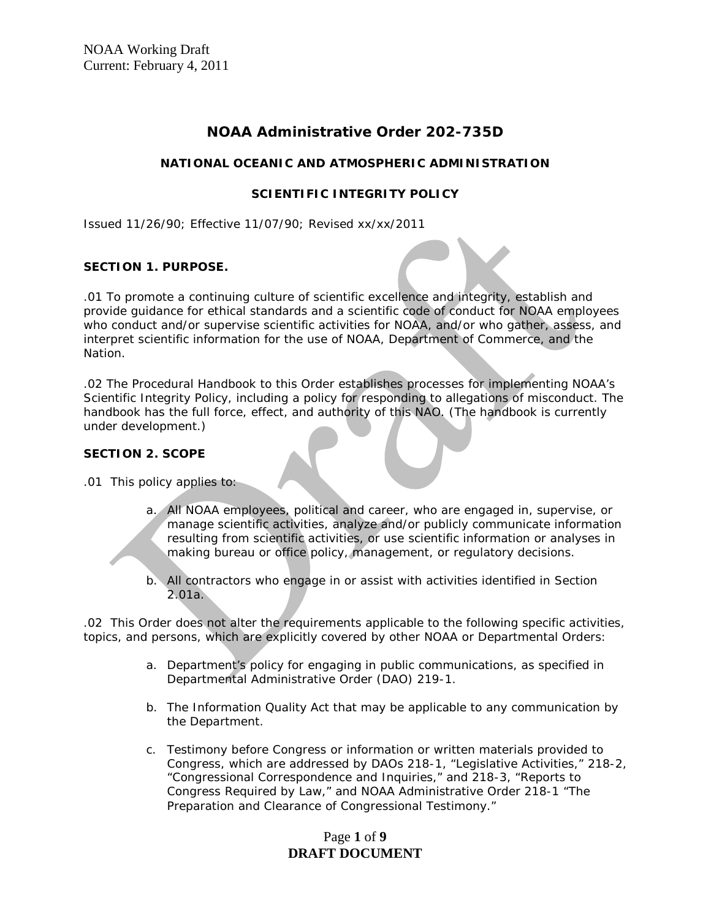NOAA Working Draft
Current: February 4, 2011

# NOAA Administrative Order 202-735D

## NATIONAL OCEANIC AND ATMOSPHERIC ADMINISTRATION

## SCIENTIFIC INTEGRITY POLICY

Issued 11/26/90; Effective 11/07/90; Revised xx/xx/2011

### SECTION 1. PURPOSE.

.01 To promote a continuing culture of scientific excellence and integrity, establish and provide guidance for ethical standards and a scientific code of conduct for NOAA employees who conduct and/or supervise scientific activities for NOAA, and/or who gather, assess, and interpret scientific information for the use of NOAA, Department of Commerce, and the Nation.

.02 The Procedural Handbook to this Order establishes processes for implementing NOAA's Scientific Integrity Policy, including a policy for responding to allegations of misconduct. The handbook has the full force, effect, and authority of this NAO. (The handbook is currently under development.)

### SECTION 2. SCOPE

.01 This policy applies to:

a. All NOAA employees, political and career, who are engaged in, supervise, or manage scientific activities, analyze and/or publicly communicate information resulting from scientific activities, or use scientific information or analyses in making bureau or office policy, management, or regulatory decisions.

b. All contractors who engage in or assist with activities identified in Section 2.01a.

.02 This Order does not alter the requirements applicable to the following specific activities, topics, and persons, which are explicitly covered by other NOAA or Departmental Orders:

a. Department's policy for engaging in public communications, as specified in Departmental Administrative Order (DAO) 219-1.

b. The Information Quality Act that may be applicable to any communication by the Department.

c. Testimony before Congress or information or written materials provided to Congress, which are addressed by DAOs 218-1, "Legislative Activities," 218-2, "Congressional Correspondence and Inquiries," and 218-3, "Reports to Congress Required by Law," and NOAA Administrative Order 218-1 "The Preparation and Clearance of Congressional Testimony."

DRAFT DOCUMENT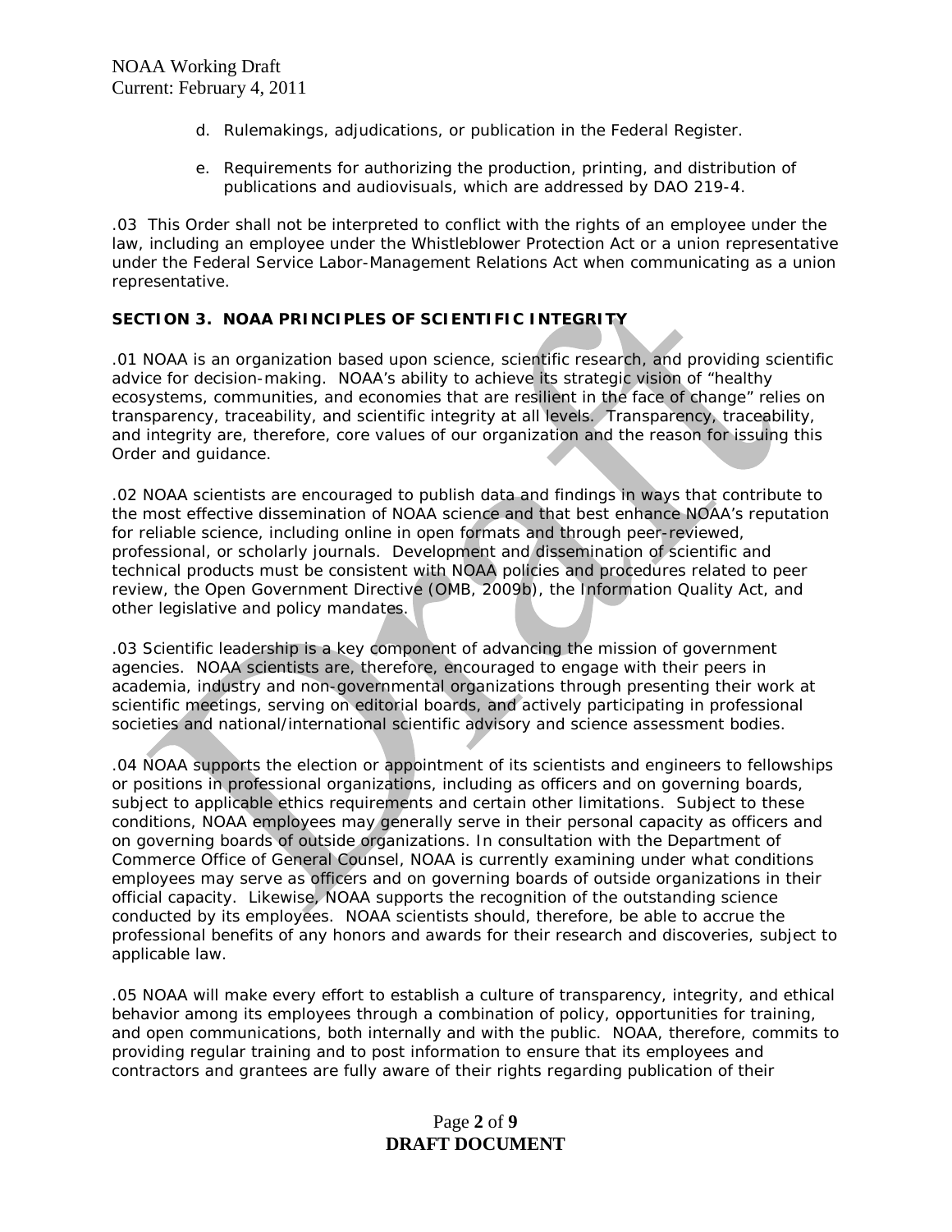d. Rulemakings, adjudications, or publication in the Federal Register.

e. Requirements for authorizing the production, printing, and distribution of publications and audiovisuals, which are addressed by DAO 219-4.

.03 This Order shall not be interpreted to conflict with the rights of an employee under the law, including an employee under the Whistleblower Protection Act or a union representative under the Federal Service Labor-Management Relations Act when communicating as a union representative.

## SECTION 3. NOAA PRINCIPLES OF SCIENTIFIC INTEGRITY

.01 NOAA is an organization based upon science, scientific research, and providing scientific advice for decision-making. NOAA's ability to achieve its strategic vision of "healthy ecosystems, communities, and economies that are resilient in the face of change" relies on transparency, traceability, and scientific integrity at all levels. Transparency, traceability, and integrity are, therefore, core values of our organization and the reason for issuing this Order and guidance.

.02 NOAA scientists are encouraged to publish data and findings in ways that contribute to the most effective dissemination of NOAA science and that best enhance NOAA's reputation for reliable science, including online in open formats and through peer-reviewed, professional, or scholarly journals. Development and dissemination of scientific and technical products must be consistent with NOAA policies and procedures related to peer review, the Open Government Directive (OMB, 2009b), the Information Quality Act, and other legislative and policy mandates.

.03 Scientific leadership is a key component of advancing the mission of government agencies. NOAA scientists are, therefore, encouraged to engage with their peers in academia, industry and non-governmental organizations through presenting their work at scientific meetings, serving on editorial boards, and actively participating in professional societies and national/international scientific advisory and science assessment bodies.

.04 NOAA supports the election or appointment of its scientists and engineers to fellowships or positions in professional organizations, including as officers and on governing boards, subject to applicable ethics requirements and certain other limitations. Subject to these conditions, NOAA employees may generally serve in their personal capacity as officers and on governing boards of outside organizations. In consultation with the Department of Commerce Office of General Counsel, NOAA is currently examining under what conditions employees may serve as officers and on governing boards of outside organizations in their official capacity. Likewise, NOAA supports the recognition of the outstanding science conducted by its employees. NOAA scientists should, therefore, be able to accrue the professional benefits of any honors and awards for their research and discoveries, subject to applicable law.

.05 NOAA will make every effort to establish a culture of transparency, integrity, and ethical behavior among its employees through a combination of policy, opportunities for training, and open communications, both internally and with the public. NOAA, therefore, commits to providing regular training and to post information to ensure that its employees and contractors and grantees are fully aware of their rights regarding publication of their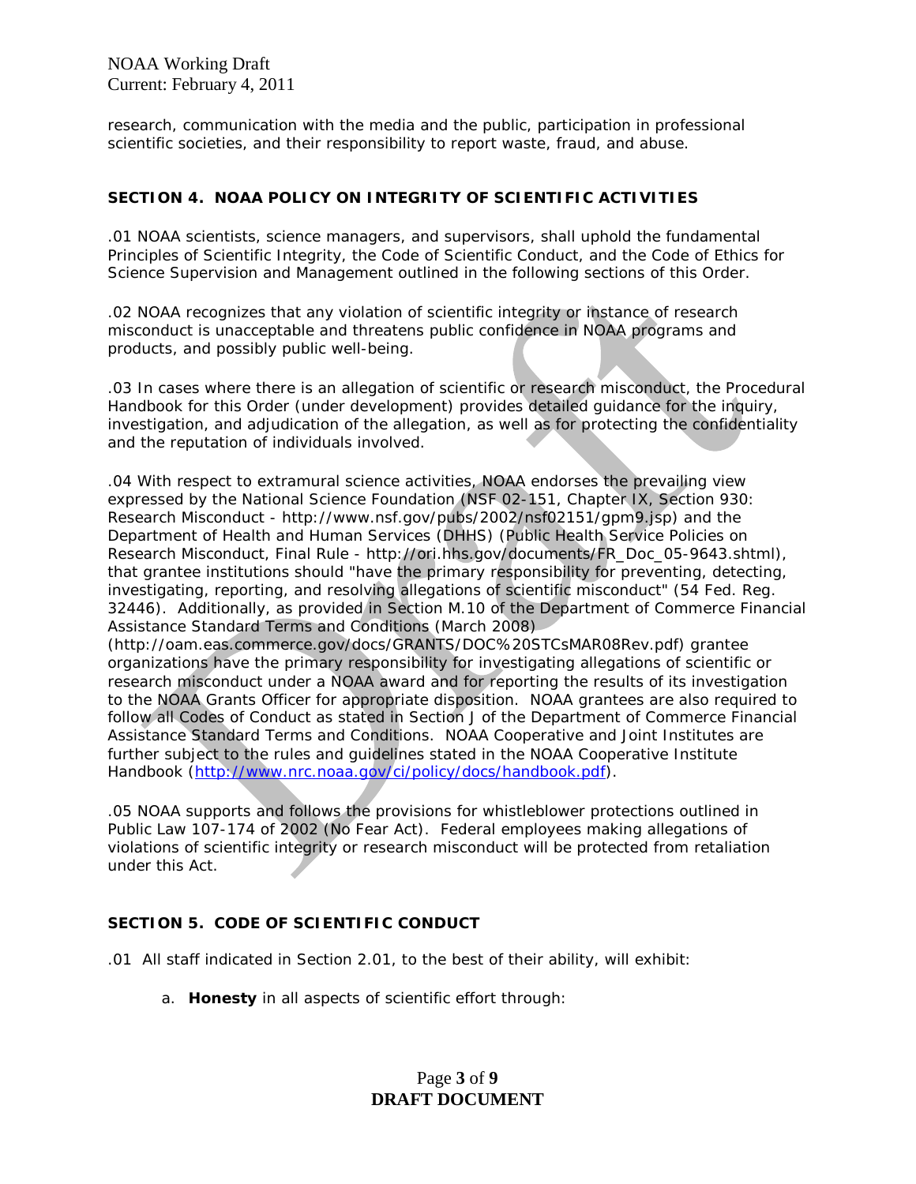research, communication with the media and the public, participation in professional scientific societies, and their responsibility to report waste, fraud, and abuse.

## SECTION 4. NOAA POLICY ON INTEGRITY OF SCIENTIFIC ACTIVITIES

.01 NOAA scientists, science managers, and supervisors, shall uphold the fundamental Principles of Scientific Integrity, the Code of Scientific Conduct, and the Code of Ethics for Science Supervision and Management outlined in the following sections of this Order.

.02 NOAA recognizes that any violation of scientific integrity or instance of research misconduct is unacceptable and threatens public confidence in NOAA programs and products, and possibly public well-being.

.03 In cases where there is an allegation of scientific or research misconduct, the Procedural Handbook for this Order (under development) provides detailed guidance for the inquiry, investigation, and adjudication of the allegation, as well as for protecting the confidentiality and the reputation of individuals involved.

.04 With respect to extramural science activities, NOAA endorses the prevailing view expressed by the National Science Foundation (NSF 02-151, Chapter IX, Section 930: Research Misconduct - http://www.nsf.gov/pubs/2002/nsf02151/gpm9.jsp) and the Department of Health and Human Services (DHHS) (Public Health Service Policies on Research Misconduct, Final Rule - http://ori.hhs.gov/documents/FR_Doc_05-9643.shtml), that grantee institutions should "have the primary responsibility for preventing, detecting, investigating, reporting, and resolving allegations of scientific misconduct" (54 Fed. Reg. 32446). Additionally, as provided in Section M.10 of the Department of Commerce Financial Assistance Standard Terms and Conditions (March 2008) (http://oam.eas.commerce.gov/docs/GRANTS/DOC%20STCsMAR08Rev.pdf) grantee organizations have the primary responsibility for investigating allegations of scientific or research misconduct under a NOAA award and for reporting the results of its investigation to the NOAA Grants Officer for appropriate disposition. NOAA grantees are also required to follow all Codes of Conduct as stated in Section J of the Department of Commerce Financial Assistance Standard Terms and Conditions. NOAA Cooperative and Joint Institutes are further subject to the rules and guidelines stated in the NOAA Cooperative Institute Handbook (http://www.nrc.noaa.gov/ci/policy/docs/handbook.pdf).

.05 NOAA supports and follows the provisions for whistleblower protections outlined in Public Law 107-174 of 2002 (No Fear Act). Federal employees making allegations of violations of scientific integrity or research misconduct will be protected from retaliation under this Act.

## SECTION 5. CODE OF SCIENTIFIC CONDUCT

.01 All staff indicated in Section 2.01, to the best of their ability, will exhibit:

a. **Honesty** in all aspects of scientific effort through: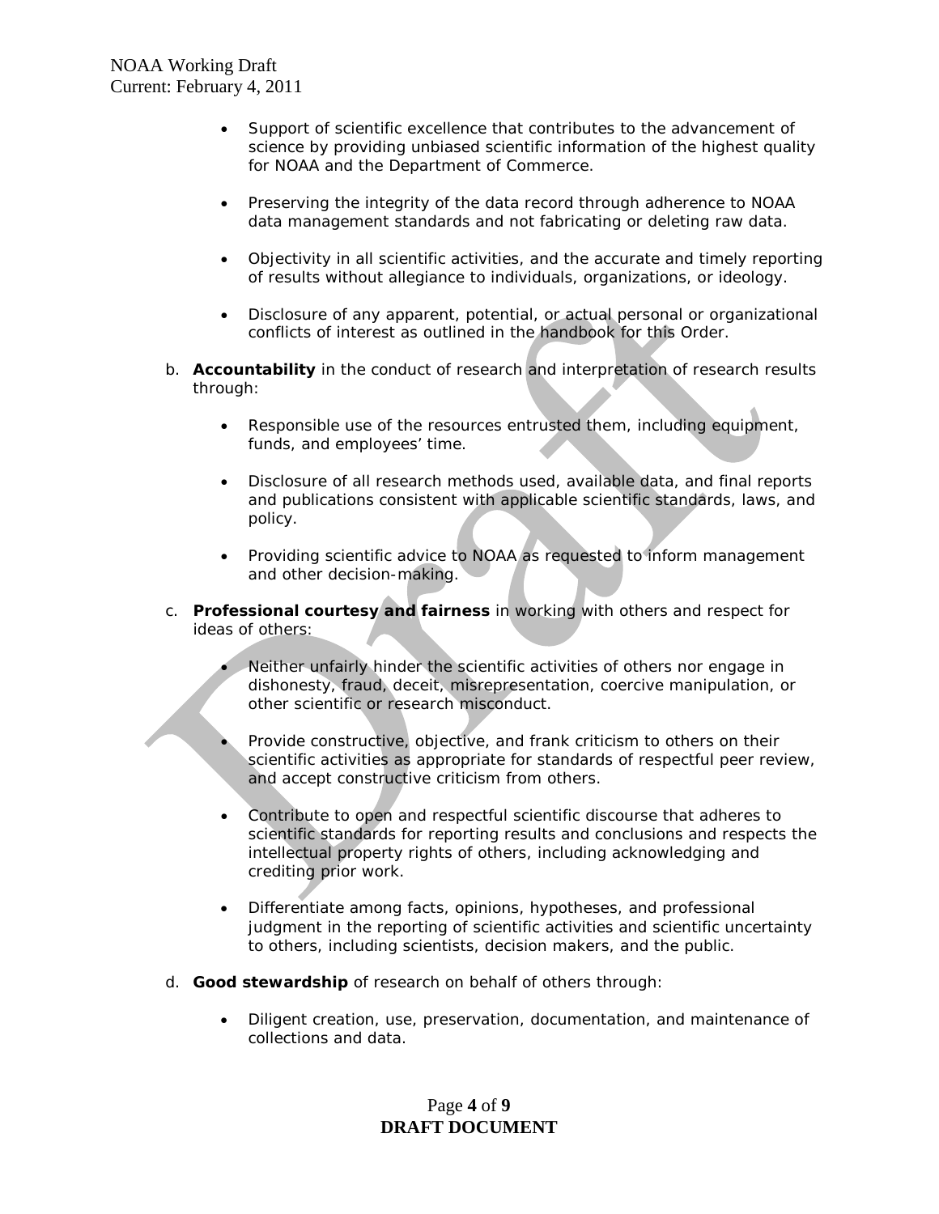- Support of scientific excellence that contributes to the advancement of science by providing unbiased scientific information of the highest quality for NOAA and the Department of Commerce.

- Preserving the integrity of the data record through adherence to NOAA data management standards and not fabricating or deleting raw data.

- Objectivity in all scientific activities, and the accurate and timely reporting of results without allegiance to individuals, organizations, or ideology.

- Disclosure of any apparent, potential, or actual personal or organizational conflicts of interest as outlined in the handbook for this Order.

b. **Accountability** in the conduct of research and interpretation of research results through:

- Responsible use of the resources entrusted them, including equipment, funds, and employees' time.

- Disclosure of all research methods used, available data, and final reports and publications consistent with applicable scientific standards, laws, and policy.

- Providing scientific advice to NOAA as requested to inform management and other decision-making.

c. **Professional courtesy and fairness** in working with others and respect for ideas of others:

- Neither unfairly hinder the scientific activities of others nor engage in dishonesty, fraud, deceit, misrepresentation, coercive manipulation, or other scientific or research misconduct.

- Provide constructive, objective, and frank criticism to others on their scientific activities as appropriate for standards of respectful peer review, and accept constructive criticism from others.

- Contribute to open and respectful scientific discourse that adheres to scientific standards for reporting results and conclusions and respects the intellectual property rights of others, including acknowledging and crediting prior work.

- Differentiate among facts, opinions, hypotheses, and professional judgment in the reporting of scientific activities and scientific uncertainty to others, including scientists, decision makers, and the public.

d. **Good stewardship** of research on behalf of others through:

- Diligent creation, use, preservation, documentation, and maintenance of collections and data.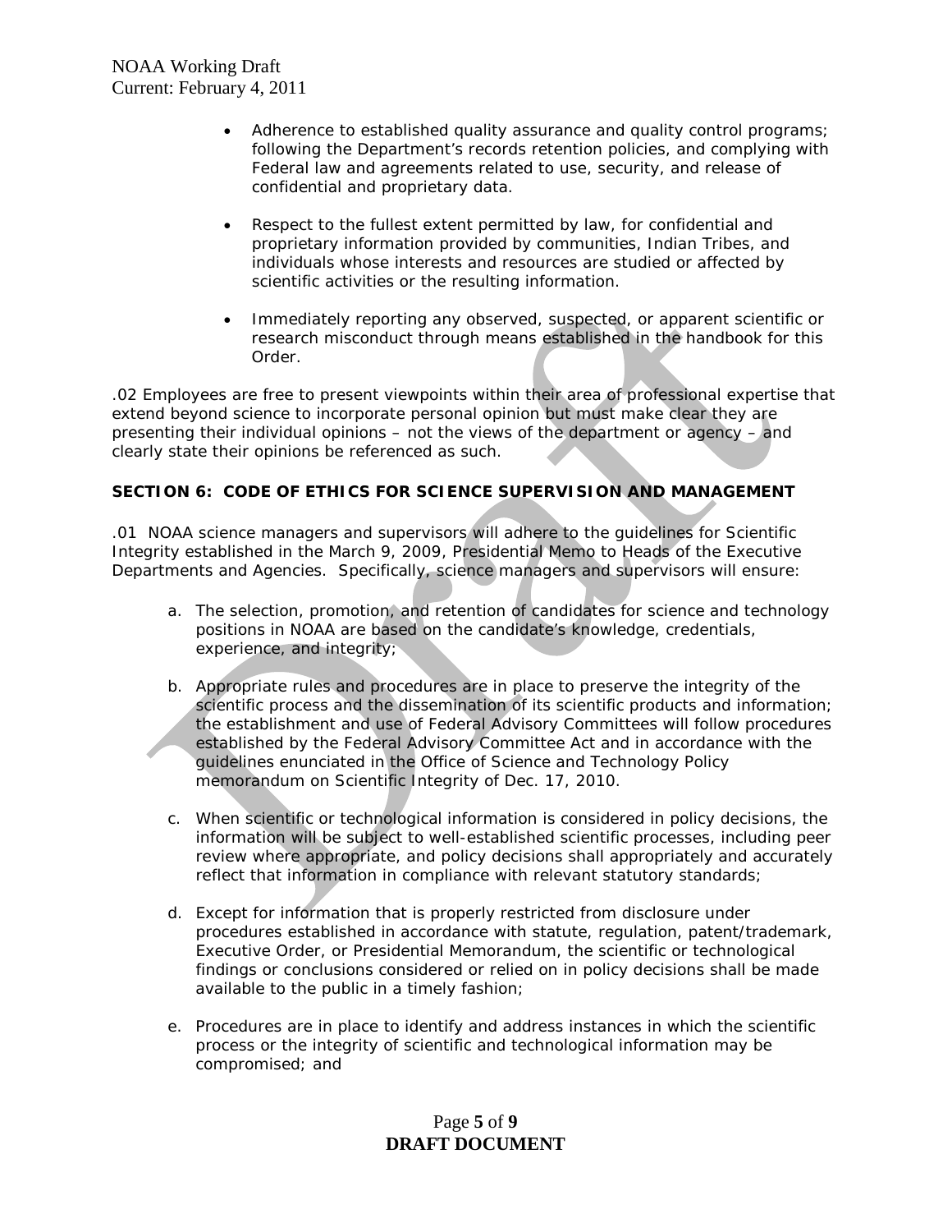- Adherence to established quality assurance and quality control programs; following the Department's records retention policies, and complying with Federal law and agreements related to use, security, and release of confidential and proprietary data.

- Respect to the fullest extent permitted by law, for confidential and proprietary information provided by communities, Indian Tribes, and individuals whose interests and resources are studied or affected by scientific activities or the resulting information.

- Immediately reporting any observed, suspected, or apparent scientific or research misconduct through means established in the handbook for this Order.

.02 Employees are free to present viewpoints within their area of professional expertise that extend beyond science to incorporate personal opinion but must make clear they are presenting their individual opinions – not the views of the department or agency – and clearly state their opinions be referenced as such.

## SECTION 6: CODE OF ETHICS FOR SCIENCE SUPERVISION AND MANAGEMENT

.01 NOAA science managers and supervisors will adhere to the guidelines for Scientific Integrity established in the March 9, 2009, Presidential Memo to Heads of the Executive Departments and Agencies. Specifically, science managers and supervisors will ensure:

a. The selection, promotion, and retention of candidates for science and technology positions in NOAA are based on the candidate's knowledge, credentials, experience, and integrity;

b. Appropriate rules and procedures are in place to preserve the integrity of the scientific process and the dissemination of its scientific products and information; the establishment and use of Federal Advisory Committees will follow procedures established by the Federal Advisory Committee Act and in accordance with the guidelines enunciated in the Office of Science and Technology Policy memorandum on Scientific Integrity of Dec. 17, 2010.

c. When scientific or technological information is considered in policy decisions, the information will be subject to well-established scientific processes, including peer review where appropriate, and policy decisions shall appropriately and accurately reflect that information in compliance with relevant statutory standards;

d. Except for information that is properly restricted from disclosure under procedures established in accordance with statute, regulation, patent/trademark, Executive Order, or Presidential Memorandum, the scientific or technological findings or conclusions considered or relied on in policy decisions shall be made available to the public in a timely fashion;

e. Procedures are in place to identify and address instances in which the scientific process or the integrity of scientific and technological information may be compromised; and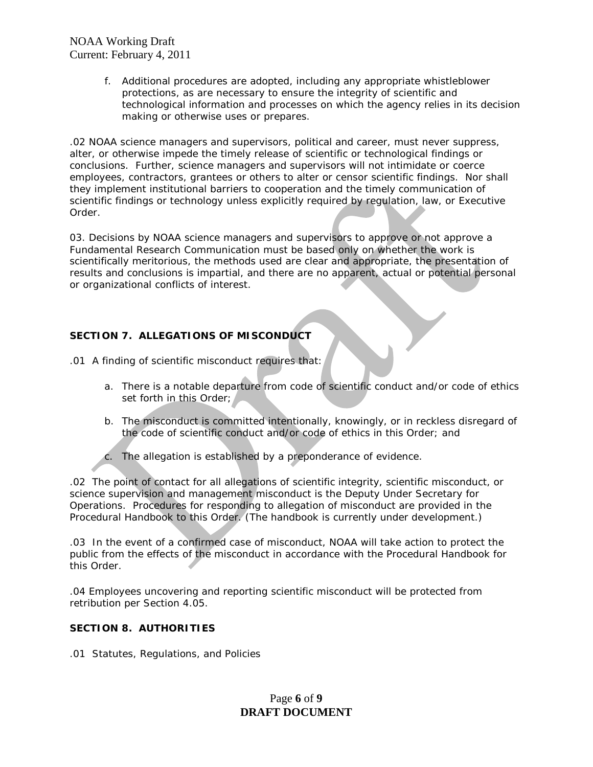f. Additional procedures are adopted, including any appropriate whistleblower protections, as are necessary to ensure the integrity of scientific and technological information and processes on which the agency relies in its decision making or otherwise uses or prepares.

.02 NOAA science managers and supervisors, political and career, must never suppress, alter, or otherwise impede the timely release of scientific or technological findings or conclusions. Further, science managers and supervisors will not intimidate or coerce employees, contractors, grantees or others to alter or censor scientific findings. Nor shall they implement institutional barriers to cooperation and the timely communication of scientific findings or technology unless explicitly required by regulation, law, or Executive Order.

03. Decisions by NOAA science managers and supervisors to approve or not approve a Fundamental Research Communication must be based only on whether the work is scientifically meritorious, the methods used are clear and appropriate, the presentation of results and conclusions is impartial, and there are no apparent, actual or potential personal or organizational conflicts of interest.

## SECTION 7. ALLEGATIONS OF MISCONDUCT

.01 A finding of scientific misconduct requires that:

a. There is a notable departure from code of scientific conduct and/or code of ethics set forth in this Order;

b. The misconduct is committed intentionally, knowingly, or in reckless disregard of the code of scientific conduct and/or code of ethics in this Order; and

c. The allegation is established by a preponderance of evidence.

.02 The point of contact for all allegations of scientific integrity, scientific misconduct, or science supervision and management misconduct is the Deputy Under Secretary for Operations. Procedures for responding to allegation of misconduct are provided in the Procedural Handbook to this Order. (The handbook is currently under development.)

.03 In the event of a confirmed case of misconduct, NOAA will take action to protect the public from the effects of the misconduct in accordance with the Procedural Handbook for this Order.

.04 Employees uncovering and reporting scientific misconduct will be protected from retribution per Section 4.05.

## SECTION 8. AUTHORITIES

.01 Statutes, Regulations, and Policies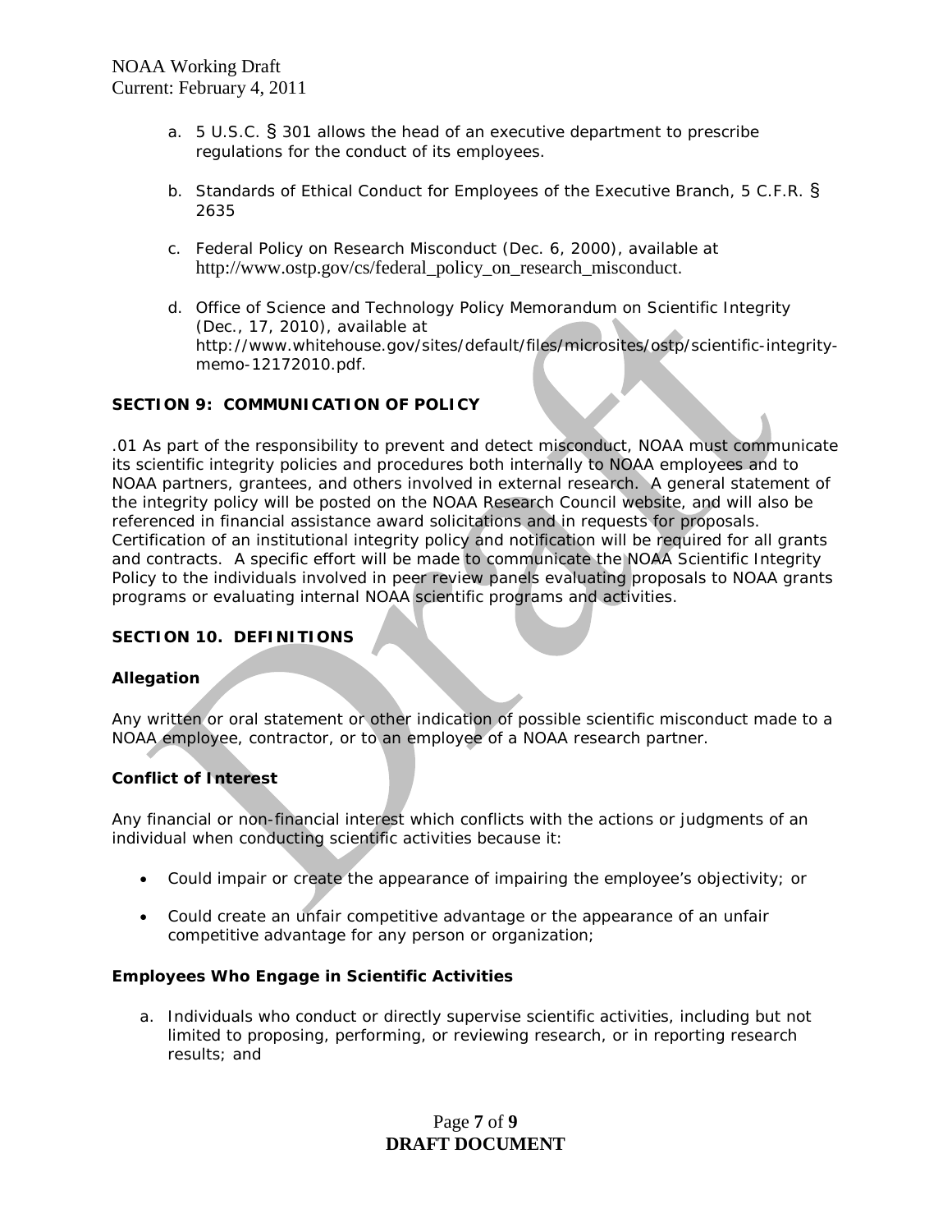a. 5 U.S.C. § 301 allows the head of an executive department to prescribe regulations for the conduct of its employees.

b. Standards of Ethical Conduct for Employees of the Executive Branch, 5 C.F.R. § 2635

c. Federal Policy on Research Misconduct (Dec. 6, 2000), available at http://www.ostp.gov/cs/federal_policy_on_research_misconduct.

d. Office of Science and Technology Policy Memorandum on Scientific Integrity (Dec., 17, 2010), available at http://www.whitehouse.gov/sites/default/files/microsites/ostp/scientific-integrity-memo-12172010.pdf.

**SECTION 9: COMMUNICATION OF POLICY**

.01 As part of the responsibility to prevent and detect misconduct, NOAA must communicate its scientific integrity policies and procedures both internally to NOAA employees and to NOAA partners, grantees, and others involved in external research. A general statement of the integrity policy will be posted on the NOAA Research Council website, and will also be referenced in financial assistance award solicitations and in requests for proposals. Certification of an institutional integrity policy and notification will be required for all grants and contracts. A specific effort will be made to communicate the NOAA Scientific Integrity Policy to the individuals involved in peer review panels evaluating proposals to NOAA grants programs or evaluating internal NOAA scientific programs and activities.

**SECTION 10. DEFINITIONS**

**Allegation**

Any written or oral statement or other indication of possible scientific misconduct made to a NOAA employee, contractor, or to an employee of a NOAA research partner.

**Conflict of Interest**

Any financial or non-financial interest which conflicts with the actions or judgments of an individual when conducting scientific activities because it:

- Could impair or create the appearance of impairing the employee's objectivity; or
- Could create an unfair competitive advantage or the appearance of an unfair competitive advantage for any person or organization;

**Employees Who Engage in Scientific Activities**

a. Individuals who conduct or directly supervise scientific activities, including but not limited to proposing, performing, or reviewing research, or in reporting research results; and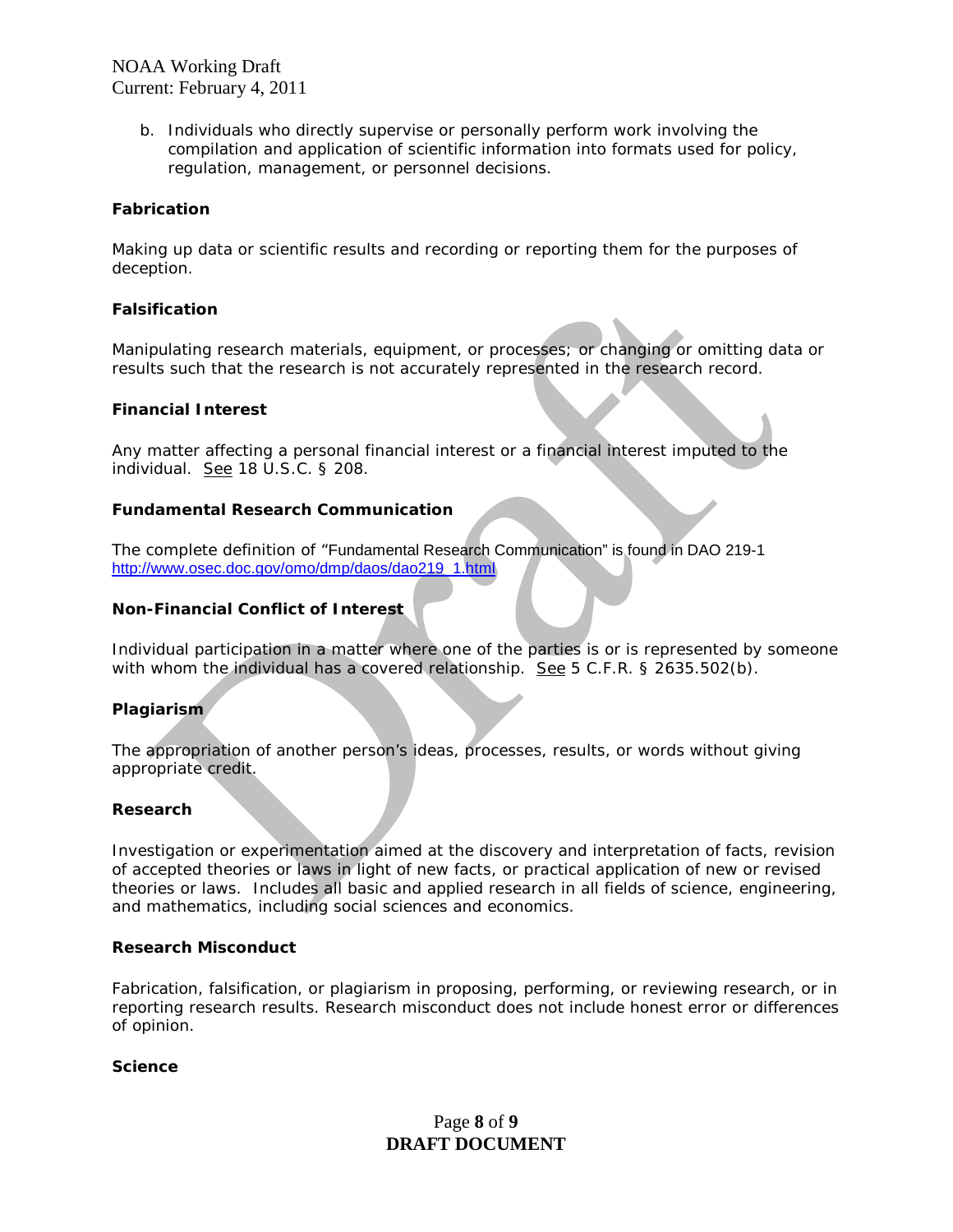b. Individuals who directly supervise or personally perform work involving the compilation and application of scientific information into formats used for policy, regulation, management, or personnel decisions.

**Fabrication**

Making up data or scientific results and recording or reporting them for the purposes of deception.

**Falsification**

Manipulating research materials, equipment, or processes; or changing or omitting data or results such that the research is not accurately represented in the research record.

**Financial Interest**

Any matter affecting a personal financial interest or a financial interest imputed to the individual. See 18 U.S.C. § 208.

**Fundamental Research Communication**

The complete definition of "Fundamental Research Communication" is found in DAO 219-1 http://www.osec.doc.gov/omo/dmp/daos/dao219_1.html

**Non-Financial Conflict of Interest**

Individual participation in a matter where one of the parties is or is represented by someone with whom the individual has a covered relationship. See 5 C.F.R. § 2635.502(b).

**Plagiarism**

The appropriation of another person's ideas, processes, results, or words without giving appropriate credit.

**Research**

Investigation or experimentation aimed at the discovery and interpretation of facts, revision of accepted theories or laws in light of new facts, or practical application of new or revised theories or laws. Includes all basic and applied research in all fields of science, engineering, and mathematics, including social sciences and economics.

**Research Misconduct**

Fabrication, falsification, or plagiarism in proposing, performing, or reviewing research, or in reporting research results. Research misconduct does not include honest error or differences of opinion.

**Science**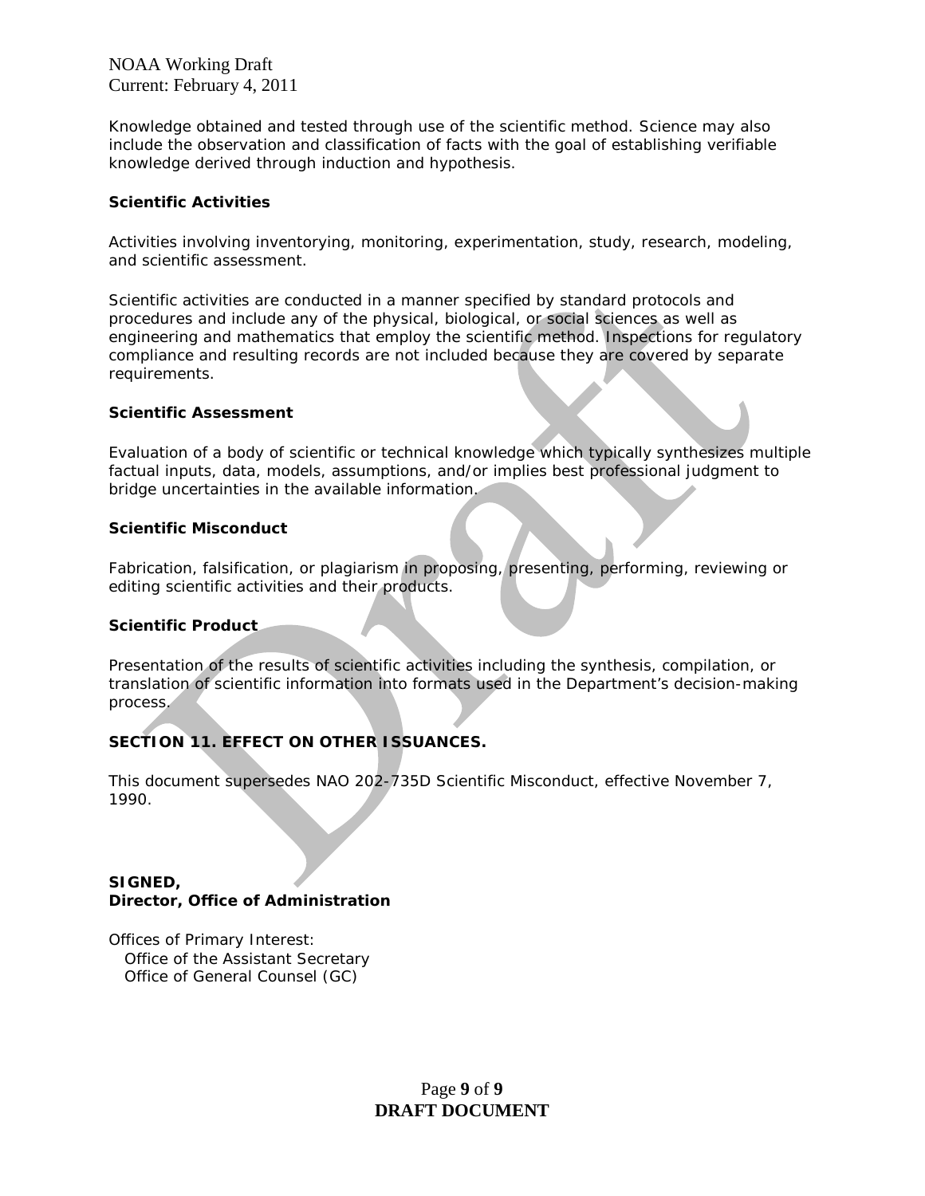Knowledge obtained and tested through use of the scientific method. Science may also include the observation and classification of facts with the goal of establishing verifiable knowledge derived through induction and hypothesis.

**Scientific Activities**

Activities involving inventorying, monitoring, experimentation, study, research, modeling, and scientific assessment.

Scientific activities are conducted in a manner specified by standard protocols and procedures and include any of the physical, biological, or social sciences as well as engineering and mathematics that employ the scientific method. Inspections for regulatory compliance and resulting records are not included because they are covered by separate requirements.

**Scientific Assessment**

Evaluation of a body of scientific or technical knowledge which typically synthesizes multiple factual inputs, data, models, assumptions, and/or implies best professional judgment to bridge uncertainties in the available information.

**Scientific Misconduct**

Fabrication, falsification, or plagiarism in proposing, presenting, performing, reviewing or editing scientific activities and their products.

**Scientific Product**

Presentation of the results of scientific activities including the synthesis, compilation, or translation of scientific information into formats used in the Department's decision-making process.

## SECTION 11. EFFECT ON OTHER ISSUANCES.

This document supersedes NAO 202-735D Scientific Misconduct, effective November 7, 1990.

**SIGNED,**
**Director, Office of Administration**

Offices of Primary Interest:
Office of the Assistant Secretary
Office of General Counsel (GC)